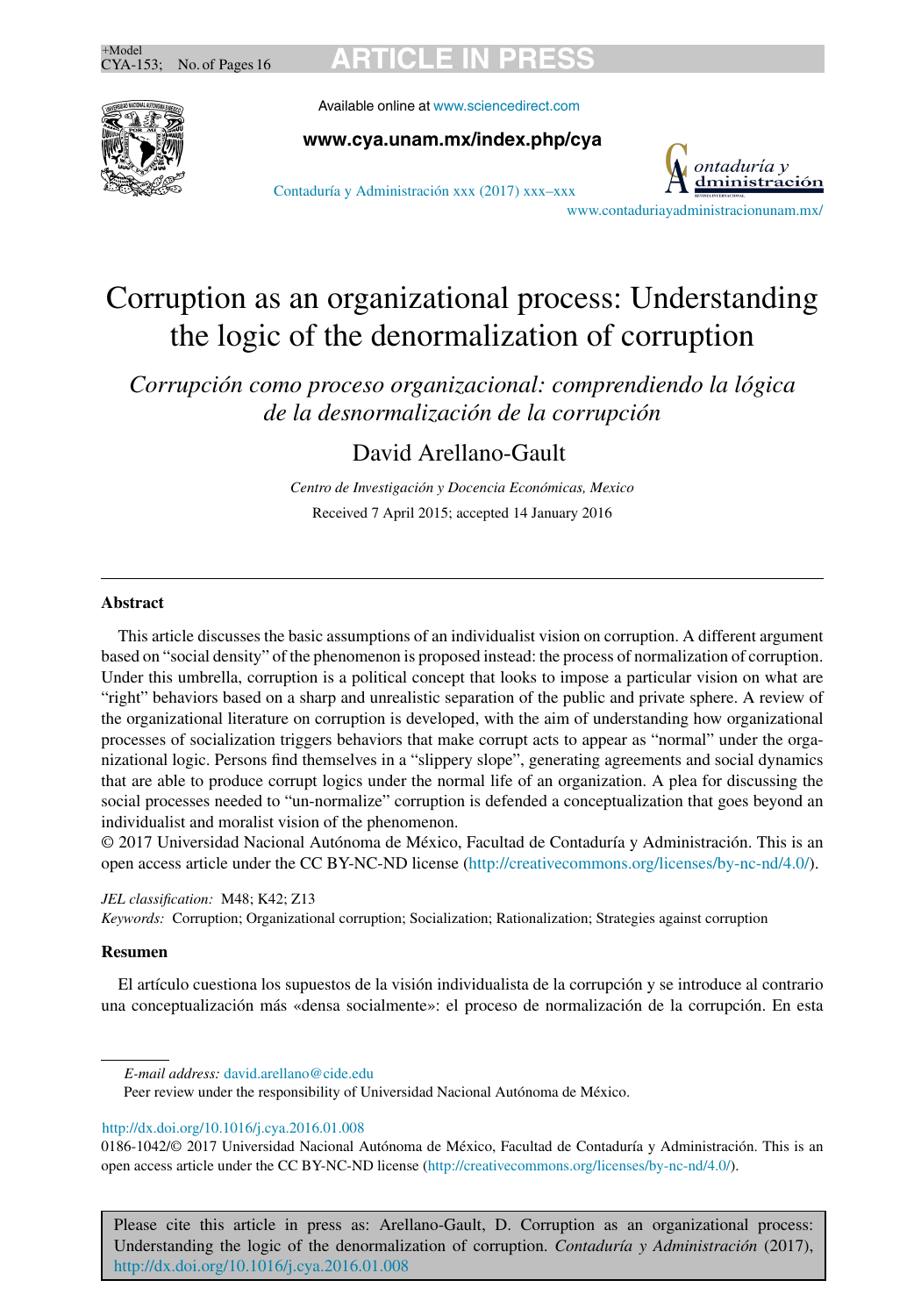# Corruption as an organizational process: Understanding the logic of the denormalization of corruption

*Corrupción como proceso organizacional: comprendiendo la lógica de la desnormalización de la corrupción*

David Arellano-Gault

*Centro de Investigación y Docencia Económicas, Mexico*

Received 7 April 2015; accepted 14 January 2016

---

## Abstract

This article discusses the basic assumptions of an individualist vision on corruption. A different argument based on "social density" of the phenomenon is proposed instead: the process of normalization of corruption. Under this umbrella, corruption is a political concept that looks to impose a particular vision on what are "right" behaviors based on a sharp and unrealistic separation of the public and private sphere. A review of the organizational literature on corruption is developed, with the aim of understanding how organizational processes of socialization triggers behaviors that make corrupt acts to appear as "normal" under the organizational logic. Persons find themselves in a "slippery slope", generating agreements and social dynamics that are able to produce corrupt logics under the normal life of an organization. A plea for discussing the social processes needed to "un-normalize" corruption is defended a conceptualization that goes beyond an individualist and moralist vision of the phenomenon.

© 2017 Universidad Nacional Autónoma de México, Facultad de Contaduría y Administración. This is an open access article under the CC BY-NC-ND license (http://creativecommons.org/licenses/by-nc-nd/4.0/).

*JEL classification:* M48; K42; Z13

*Keywords:* Corruption; Organizational corruption; Socialization; Rationalization; Strategies against corruption

## Resumen

El artículo cuestiona los supuestos de la visión individualista de la corrupción y se introduce al contrario una conceptualización más «densa socialmente»: el proceso de normalización de la corrupción. En esta

---

*E-mail address:* david.arellano@cide.edu

Peer review under the responsibility of Universidad Nacional Autónoma de México.

http://dx.doi.org/10.1016/j.cya.2016.01.008

0186-1042/© 2017 Universidad Nacional Autónoma de México, Facultad de Contaduría y Administración. This is an open access article under the CC BY-NC-ND license (http://creativecommons.org/licenses/by-nc-nd/4.0/).

Please cite this article in press as: Arellano-Gault, D. Corruption as an organizational process: Understanding the logic of the denormalization of corruption. *Contaduría y Administración* (2017), http://dx.doi.org/10.1016/j.cya.2016.01.008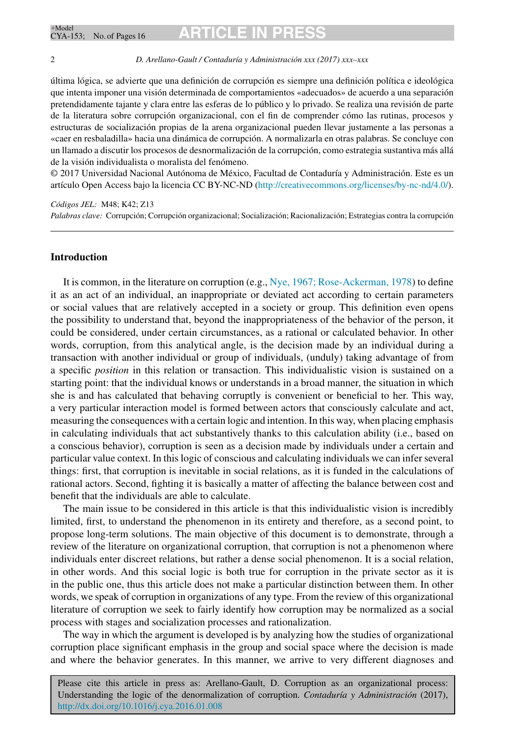última lógica, se advierte que una definición de corrupción es siempre una definición política e ideológica que intenta imponer una visión determinada de comportamientos «adecuados» de acuerdo a una separación pretendidamente tajante y clara entre las esferas de lo público y lo privado. Se realiza una revisión de parte de la literatura sobre corrupción organizacional, con el fin de comprender cómo las rutinas, procesos y estructuras de socialización propias de la arena organizacional pueden llevar justamente a las personas a «caer en resbaladilla» hacia una dinámica de corrupción. A normalizarla en otras palabras. Se concluye con un llamado a discutir los procesos de desnormalización de la corrupción, como estrategia sustantiva más allá de la visión individualista o moralista del fenómeno.

© 2017 Universidad Nacional Autónoma de México, Facultad de Contaduría y Administración. Este es un artículo Open Access bajo la licencia CC BY-NC-ND (http://creativecommons.org/licenses/by-nc-nd/4.0/).

*Códigos JEL:* M48; K42; Z13

*Palabras clave:* Corrupción; Corrupción organizacional; Socialización; Racionalización; Estrategias contra la corrupción

## Introduction

It is common, in the literature on corruption (e.g., Nye, 1967; Rose-Ackerman, 1978) to define it as an act of an individual, an inappropriate or deviated act according to certain parameters or social values that are relatively accepted in a society or group. This definition even opens the possibility to understand that, beyond the inappropriateness of the behavior of the person, it could be considered, under certain circumstances, as a rational or calculated behavior. In other words, corruption, from this analytical angle, is the decision made by an individual during a transaction with another individual or group of individuals, (unduly) taking advantage of from a specific *position* in this relation or transaction. This individualistic vision is sustained on a starting point: that the individual knows or understands in a broad manner, the situation in which she is and has calculated that behaving corruptly is convenient or beneficial to her. This way, a very particular interaction model is formed between actors that consciously calculate and act, measuring the consequences with a certain logic and intention. In this way, when placing emphasis in calculating individuals that act substantively thanks to this calculation ability (i.e., based on a conscious behavior), corruption is seen as a decision made by individuals under a certain and particular value context. In this logic of conscious and calculating individuals we can infer several things: first, that corruption is inevitable in social relations, as it is funded in the calculations of rational actors. Second, fighting it is basically a matter of affecting the balance between cost and benefit that the individuals are able to calculate.

The main issue to be considered in this article is that this individualistic vision is incredibly limited, first, to understand the phenomenon in its entirety and therefore, as a second point, to propose long-term solutions. The main objective of this document is to demonstrate, through a review of the literature on organizational corruption, that corruption is not a phenomenon where individuals enter discreet relations, but rather a dense social phenomenon. It is a social relation, in other words. And this social logic is both true for corruption in the private sector as it is in the public one, thus this article does not make a particular distinction between them. In other words, we speak of corruption in organizations of any type. From the review of this organizational literature of corruption we seek to fairly identify how corruption may be normalized as a social process with stages and socialization processes and rationalization.

The way in which the argument is developed is by analyzing how the studies of organizational corruption place significant emphasis in the group and social space where the decision is made and where the behavior generates. In this manner, we arrive to very different diagnoses and

Please cite this article in press as: Arellano-Gault, D. Corruption as an organizational process: Understanding the logic of the denormalization of corruption. *Contaduría y Administración* (2017), http://dx.doi.org/10.1016/j.cya.2016.01.008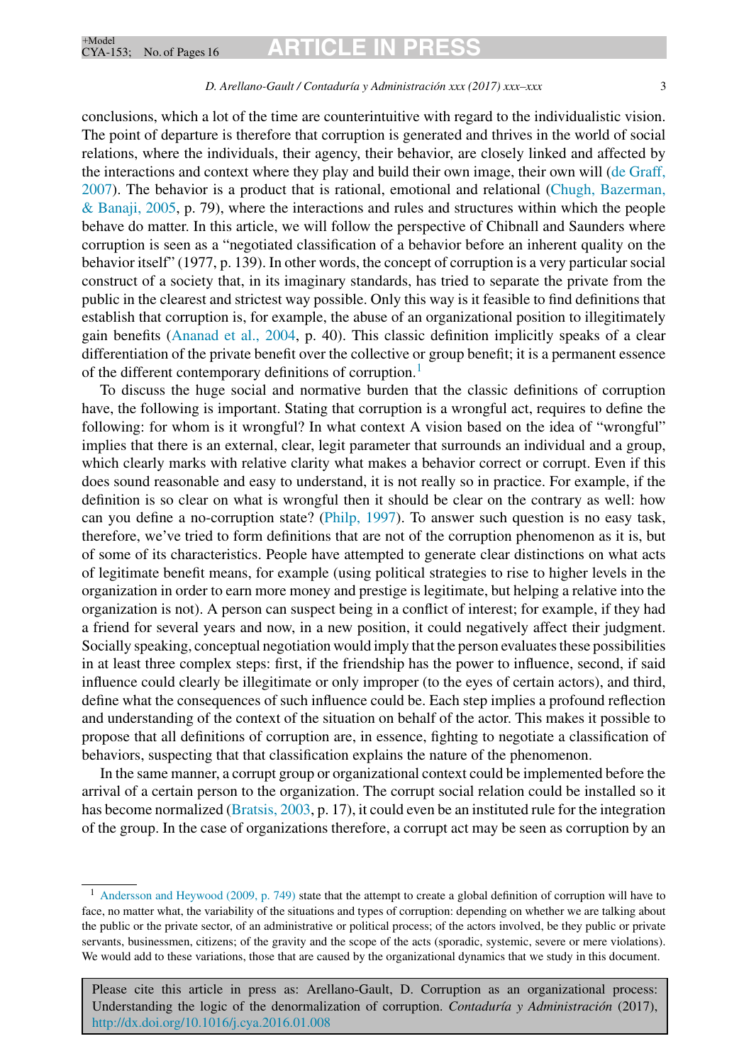conclusions, which a lot of the time are counterintuitive with regard to the individualistic vision. The point of departure is therefore that corruption is generated and thrives in the world of social relations, where the individuals, their agency, their behavior, are closely linked and affected by the interactions and context where they play and build their own image, their own will (de Graff, 2007). The behavior is a product that is rational, emotional and relational (Chugh, Bazerman, & Banaji, 2005, p. 79), where the interactions and rules and structures within which the people behave do matter. In this article, we will follow the perspective of Chibnall and Saunders where corruption is seen as a "negotiated classification of a behavior before an inherent quality on the behavior itself" (1977, p. 139). In other words, the concept of corruption is a very particular social construct of a society that, in its imaginary standards, has tried to separate the private from the public in the clearest and strictest way possible. Only this way is it feasible to find definitions that establish that corruption is, for example, the abuse of an organizational position to illegitimately gain benefits (Ananad et al., 2004, p. 40). This classic definition implicitly speaks of a clear differentiation of the private benefit over the collective or group benefit; it is a permanent essence of the different contemporary definitions of corruption.[1]

To discuss the huge social and normative burden that the classic definitions of corruption have, the following is important. Stating that corruption is a wrongful act, requires to define the following: for whom is it wrongful? In what context A vision based on the idea of "wrongful" implies that there is an external, clear, legit parameter that surrounds an individual and a group, which clearly marks with relative clarity what makes a behavior correct or corrupt. Even if this does sound reasonable and easy to understand, it is not really so in practice. For example, if the definition is so clear on what is wrongful then it should be clear on the contrary as well: how can you define a no-corruption state? (Philp, 1997). To answer such question is no easy task, therefore, we've tried to form definitions that are not of the corruption phenomenon as it is, but of some of its characteristics. People have attempted to generate clear distinctions on what acts of legitimate benefit means, for example (using political strategies to rise to higher levels in the organization in order to earn more money and prestige is legitimate, but helping a relative into the organization is not). A person can suspect being in a conflict of interest; for example, if they had a friend for several years and now, in a new position, it could negatively affect their judgment. Socially speaking, conceptual negotiation would imply that the person evaluates these possibilities in at least three complex steps: first, if the friendship has the power to influence, second, if said influence could clearly be illegitimate or only improper (to the eyes of certain actors), and third, define what the consequences of such influence could be. Each step implies a profound reflection and understanding of the context of the situation on behalf of the actor. This makes it possible to propose that all definitions of corruption are, in essence, fighting to negotiate a classification of behaviors, suspecting that that classification explains the nature of the phenomenon.

In the same manner, a corrupt group or organizational context could be implemented before the arrival of a certain person to the organization. The corrupt social relation could be installed so it has become normalized (Bratsis, 2003, p. 17), it could even be an instituted rule for the integration of the group. In the case of organizations therefore, a corrupt act may be seen as corruption by an

[1] Andersson and Heywood (2009, p. 749) state that the attempt to create a global definition of corruption will have to face, no matter what, the variability of the situations and types of corruption: depending on whether we are talking about the public or the private sector, of an administrative or political process; of the actors involved, be they public or private servants, businessmen, citizens; of the gravity and the scope of the acts (sporadic, systemic, severe or mere violations). We would add to these variations, those that are caused by the organizational dynamics that we study in this document.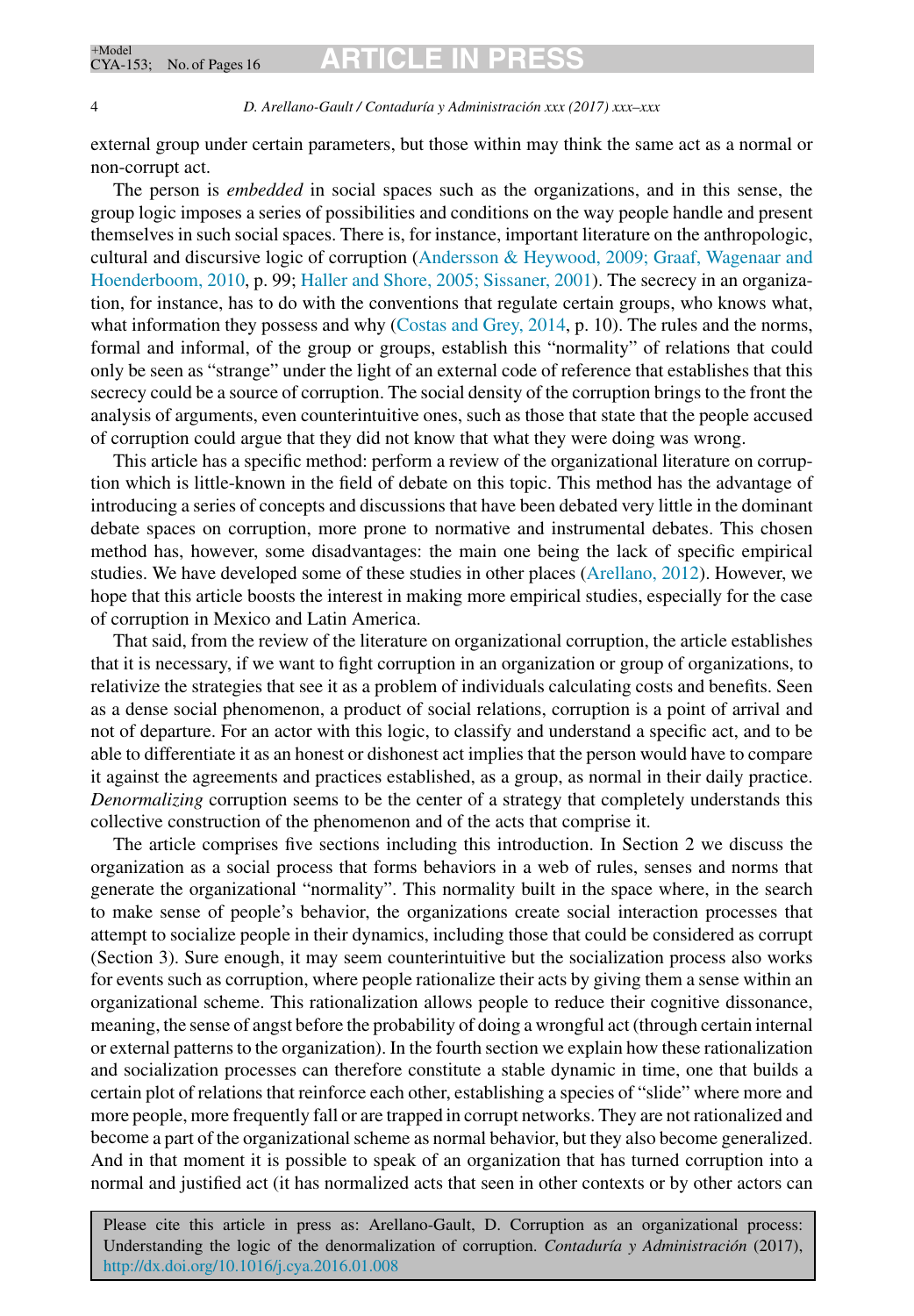external group under certain parameters, but those within may think the same act as a normal or non-corrupt act.

The person is *embedded* in social spaces such as the organizations, and in this sense, the group logic imposes a series of possibilities and conditions on the way people handle and present themselves in such social spaces. There is, for instance, important literature on the anthropologic, cultural and discursive logic of corruption (Andersson & Heywood, 2009; Graaf, Wagenaar and Hoenderboom, 2010, p. 99; Haller and Shore, 2005; Sissaner, 2001). The secrecy in an organization, for instance, has to do with the conventions that regulate certain groups, who knows what, what information they possess and why (Costas and Grey, 2014, p. 10). The rules and the norms, formal and informal, of the group or groups, establish this "normality" of relations that could only be seen as "strange" under the light of an external code of reference that establishes that this secrecy could be a source of corruption. The social density of the corruption brings to the front the analysis of arguments, even counterintuitive ones, such as those that state that the people accused of corruption could argue that they did not know that what they were doing was wrong.

This article has a specific method: perform a review of the organizational literature on corruption which is little-known in the field of debate on this topic. This method has the advantage of introducing a series of concepts and discussions that have been debated very little in the dominant debate spaces on corruption, more prone to normative and instrumental debates. This chosen method has, however, some disadvantages: the main one being the lack of specific empirical studies. We have developed some of these studies in other places (Arellano, 2012). However, we hope that this article boosts the interest in making more empirical studies, especially for the case of corruption in Mexico and Latin America.

That said, from the review of the literature on organizational corruption, the article establishes that it is necessary, if we want to fight corruption in an organization or group of organizations, to relativize the strategies that see it as a problem of individuals calculating costs and benefits. Seen as a dense social phenomenon, a product of social relations, corruption is a point of arrival and not of departure. For an actor with this logic, to classify and understand a specific act, and to be able to differentiate it as an honest or dishonest act implies that the person would have to compare it against the agreements and practices established, as a group, as normal in their daily practice. *Denormalizing* corruption seems to be the center of a strategy that completely understands this collective construction of the phenomenon and of the acts that comprise it.

The article comprises five sections including this introduction. In Section 2 we discuss the organization as a social process that forms behaviors in a web of rules, senses and norms that generate the organizational "normality". This normality built in the space where, in the search to make sense of people's behavior, the organizations create social interaction processes that attempt to socialize people in their dynamics, including those that could be considered as corrupt (Section 3). Sure enough, it may seem counterintuitive but the socialization process also works for events such as corruption, where people rationalize their acts by giving them a sense within an organizational scheme. This rationalization allows people to reduce their cognitive dissonance, meaning, the sense of angst before the probability of doing a wrongful act (through certain internal or external patterns to the organization). In the fourth section we explain how these rationalization and socialization processes can therefore constitute a stable dynamic in time, one that builds a certain plot of relations that reinforce each other, establishing a species of "slide" where more and more people, more frequently fall or are trapped in corrupt networks. They are not rationalized and become a part of the organizational scheme as normal behavior, but they also become generalized. And in that moment it is possible to speak of an organization that has turned corruption into a normal and justified act (it has normalized acts that seen in other contexts or by other actors can

Please cite this article in press as: Arellano-Gault, D. Corruption as an organizational process: Understanding the logic of the denormalization of corruption. *Contaduría y Administración* (2017), http://dx.doi.org/10.1016/j.cya.2016.01.008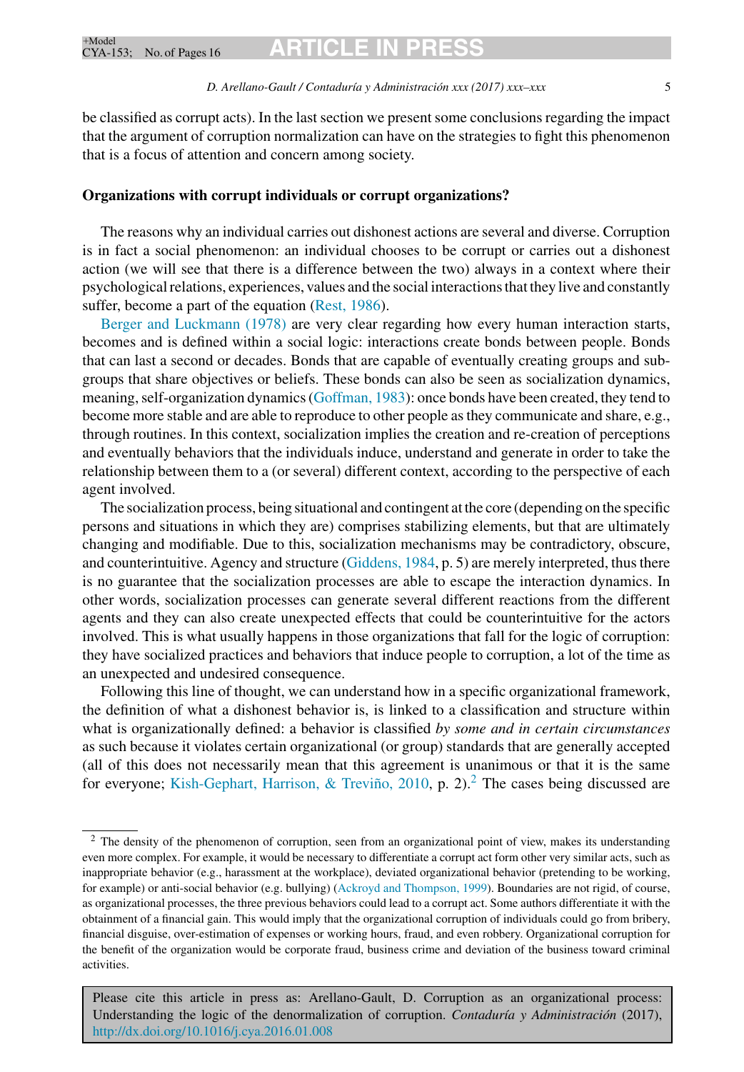be classified as corrupt acts). In the last section we present some conclusions regarding the impact that the argument of corruption normalization can have on the strategies to fight this phenomenon that is a focus of attention and concern among society.

## Organizations with corrupt individuals or corrupt organizations?

The reasons why an individual carries out dishonest actions are several and diverse. Corruption is in fact a social phenomenon: an individual chooses to be corrupt or carries out a dishonest action (we will see that there is a difference between the two) always in a context where their psychological relations, experiences, values and the social interactions that they live and constantly suffer, become a part of the equation (Rest, 1986).

Berger and Luckmann (1978) are very clear regarding how every human interaction starts, becomes and is defined within a social logic: interactions create bonds between people. Bonds that can last a second or decades. Bonds that are capable of eventually creating groups and subgroups that share objectives or beliefs. These bonds can also be seen as socialization dynamics, meaning, self-organization dynamics (Goffman, 1983): once bonds have been created, they tend to become more stable and are able to reproduce to other people as they communicate and share, e.g., through routines. In this context, socialization implies the creation and re-creation of perceptions and eventually behaviors that the individuals induce, understand and generate in order to take the relationship between them to a (or several) different context, according to the perspective of each agent involved.

The socialization process, being situational and contingent at the core (depending on the specific persons and situations in which they are) comprises stabilizing elements, but that are ultimately changing and modifiable. Due to this, socialization mechanisms may be contradictory, obscure, and counterintuitive. Agency and structure (Giddens, 1984, p. 5) are merely interpreted, thus there is no guarantee that the socialization processes are able to escape the interaction dynamics. In other words, socialization processes can generate several different reactions from the different agents and they can also create unexpected effects that could be counterintuitive for the actors involved. This is what usually happens in those organizations that fall for the logic of corruption: they have socialized practices and behaviors that induce people to corruption, a lot of the time as an unexpected and undesired consequence.

Following this line of thought, we can understand how in a specific organizational framework, the definition of what a dishonest behavior is, is linked to a classification and structure within what is organizationally defined: a behavior is classified *by some and in certain circumstances* as such because it violates certain organizational (or group) standards that are generally accepted (all of this does not necessarily mean that this agreement is unanimous or that it is the same for everyone; Kish-Gephart, Harrison, & Treviño, 2010, p. 2).[2] The cases being discussed are

---

[2] The density of the phenomenon of corruption, seen from an organizational point of view, makes its understanding even more complex. For example, it would be necessary to differentiate a corrupt act form other very similar acts, such as inappropriate behavior (e.g., harassment at the workplace), deviated organizational behavior (pretending to be working, for example) or anti-social behavior (e.g. bullying) (Ackroyd and Thompson, 1999). Boundaries are not rigid, of course, as organizational processes, the three previous behaviors could lead to a corrupt act. Some authors differentiate it with the obtainment of a financial gain. This would imply that the organizational corruption of individuals could go from bribery, financial disguise, over-estimation of expenses or working hours, fraud, and even robbery. Organizational corruption for the benefit of the organization would be corporate fraud, business crime and deviation of the business toward criminal activities.

Please cite this article in press as: Arellano-Gault, D. Corruption as an organizational process: Understanding the logic of the denormalization of corruption. *Contaduría y Administración* (2017), http://dx.doi.org/10.1016/j.cya.2016.01.008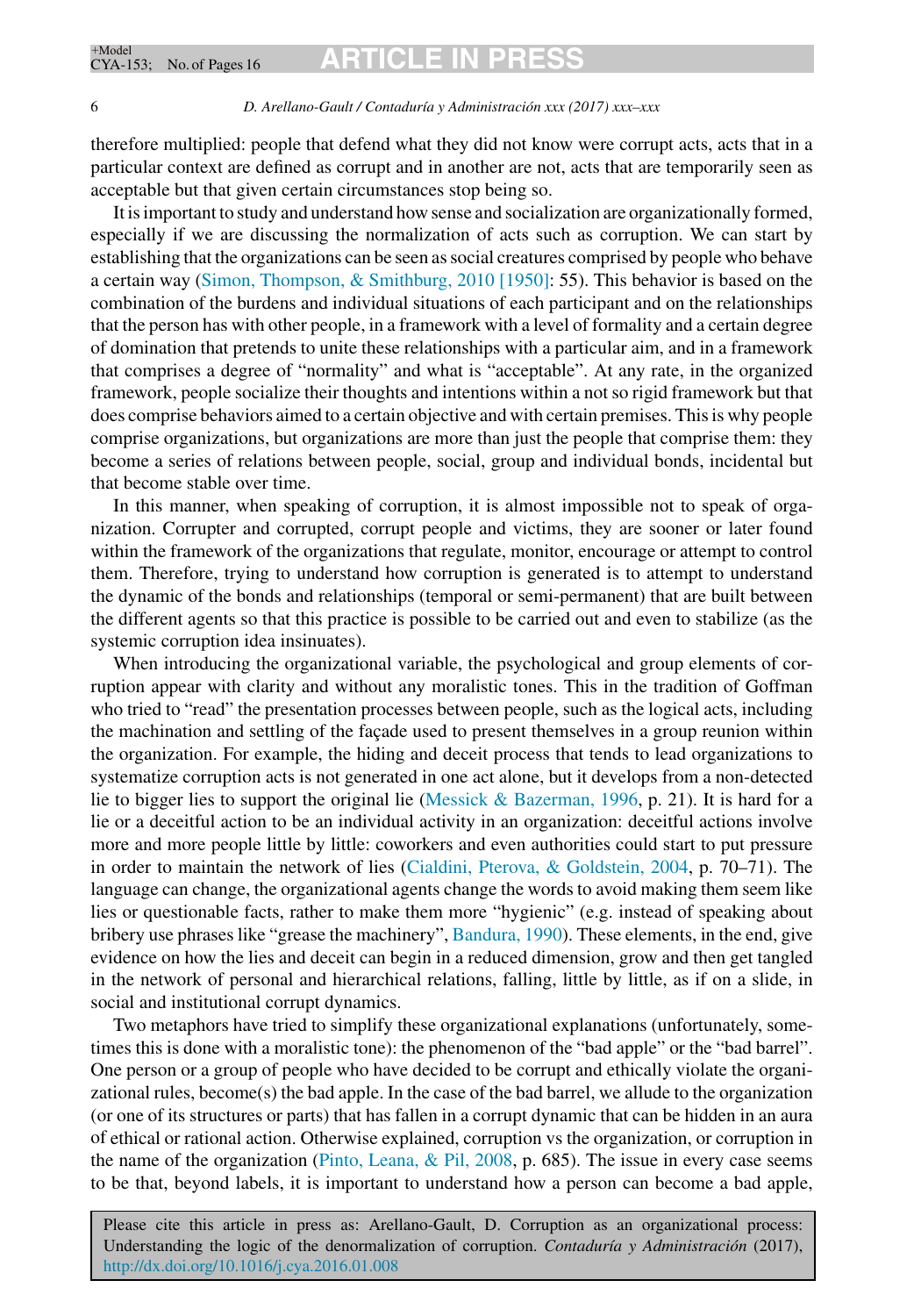therefore multiplied: people that defend what they did not know were corrupt acts, acts that in a particular context are defined as corrupt and in another are not, acts that are temporarily seen as acceptable but that given certain circumstances stop being so.

It is important to study and understand how sense and socialization are organizationally formed, especially if we are discussing the normalization of acts such as corruption. We can start by establishing that the organizations can be seen as social creatures comprised by people who behave a certain way (Simon, Thompson, & Smithburg, 2010 [1950]: 55). This behavior is based on the combination of the burdens and individual situations of each participant and on the relationships that the person has with other people, in a framework with a level of formality and a certain degree of domination that pretends to unite these relationships with a particular aim, and in a framework that comprises a degree of "normality" and what is "acceptable". At any rate, in the organized framework, people socialize their thoughts and intentions within a not so rigid framework but that does comprise behaviors aimed to a certain objective and with certain premises. This is why people comprise organizations, but organizations are more than just the people that comprise them: they become a series of relations between people, social, group and individual bonds, incidental but that become stable over time.

In this manner, when speaking of corruption, it is almost impossible not to speak of organization. Corrupter and corrupted, corrupt people and victims, they are sooner or later found within the framework of the organizations that regulate, monitor, encourage or attempt to control them. Therefore, trying to understand how corruption is generated is to attempt to understand the dynamic of the bonds and relationships (temporal or semi-permanent) that are built between the different agents so that this practice is possible to be carried out and even to stabilize (as the systemic corruption idea insinuates).

When introducing the organizational variable, the psychological and group elements of corruption appear with clarity and without any moralistic tones. This in the tradition of Goffman who tried to "read" the presentation processes between people, such as the logical acts, including the machination and settling of the façade used to present themselves in a group reunion within the organization. For example, the hiding and deceit process that tends to lead organizations to systematize corruption acts is not generated in one act alone, but it develops from a non-detected lie to bigger lies to support the original lie (Messick & Bazerman, 1996, p. 21). It is hard for a lie or a deceitful action to be an individual activity in an organization: deceitful actions involve more and more people little by little: coworkers and even authorities could start to put pressure in order to maintain the network of lies (Cialdini, Pterova, & Goldstein, 2004, p. 70–71). The language can change, the organizational agents change the words to avoid making them seem like lies or questionable facts, rather to make them more "hygienic" (e.g. instead of speaking about bribery use phrases like "grease the machinery", Bandura, 1990). These elements, in the end, give evidence on how the lies and deceit can begin in a reduced dimension, grow and then get tangled in the network of personal and hierarchical relations, falling, little by little, as if on a slide, in social and institutional corrupt dynamics.

Two metaphors have tried to simplify these organizational explanations (unfortunately, sometimes this is done with a moralistic tone): the phenomenon of the "bad apple" or the "bad barrel". One person or a group of people who have decided to be corrupt and ethically violate the organizational rules, become(s) the bad apple. In the case of the bad barrel, we allude to the organization (or one of its structures or parts) that has fallen in a corrupt dynamic that can be hidden in an aura of ethical or rational action. Otherwise explained, corruption vs the organization, or corruption in the name of the organization (Pinto, Leana, & Pil, 2008, p. 685). The issue in every case seems to be that, beyond labels, it is important to understand how a person can become a bad apple,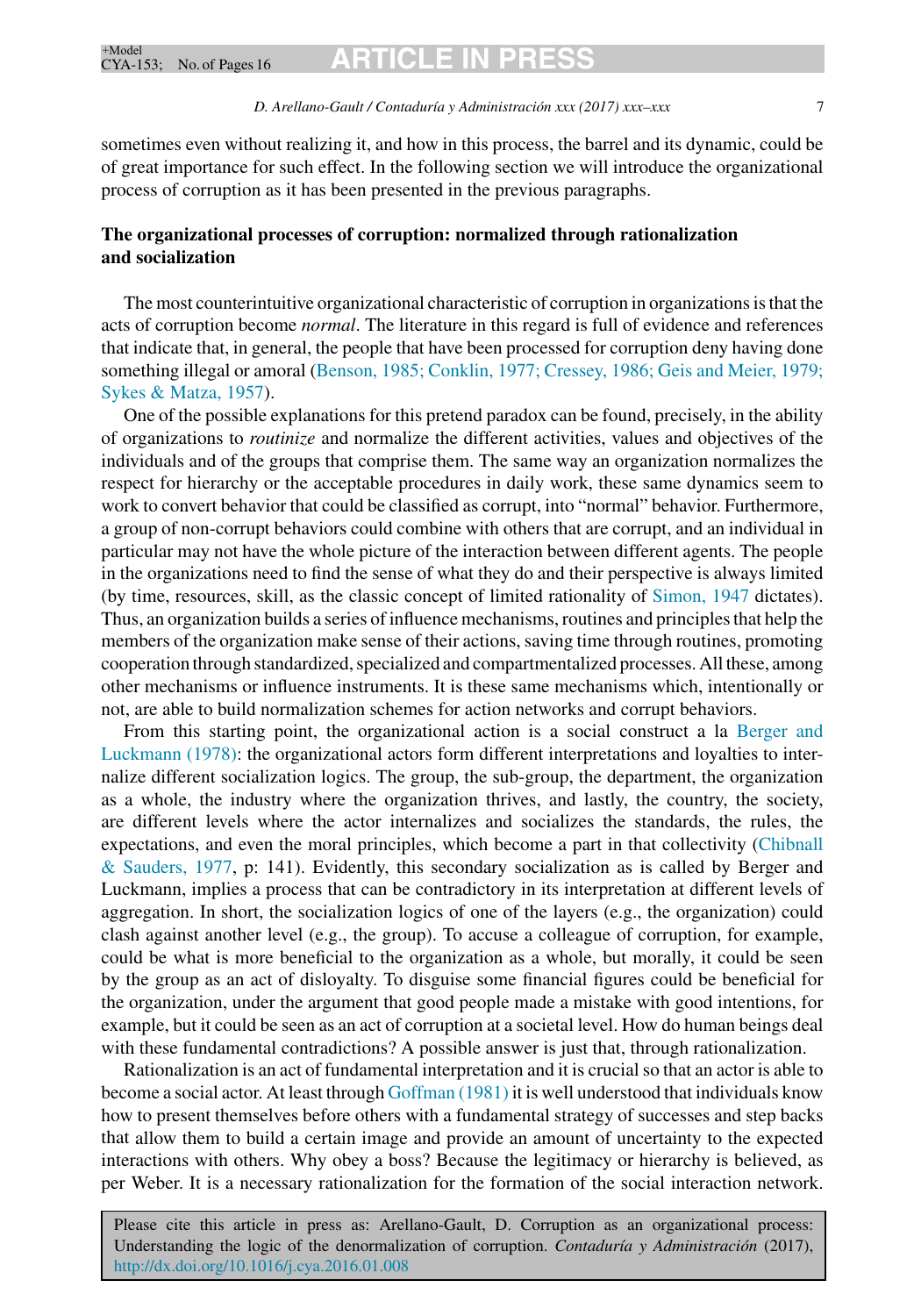sometimes even without realizing it, and how in this process, the barrel and its dynamic, could be of great importance for such effect. In the following section we will introduce the organizational process of corruption as it has been presented in the previous paragraphs.

## The organizational processes of corruption: normalized through rationalization and socialization

The most counterintuitive organizational characteristic of corruption in organizations is that the acts of corruption become *normal*. The literature in this regard is full of evidence and references that indicate that, in general, the people that have been processed for corruption deny having done something illegal or amoral (Benson, 1985; Conklin, 1977; Cressey, 1986; Geis and Meier, 1979; Sykes & Matza, 1957).

One of the possible explanations for this pretend paradox can be found, precisely, in the ability of organizations to *routinize* and normalize the different activities, values and objectives of the individuals and of the groups that comprise them. The same way an organization normalizes the respect for hierarchy or the acceptable procedures in daily work, these same dynamics seem to work to convert behavior that could be classified as corrupt, into "normal" behavior. Furthermore, a group of non-corrupt behaviors could combine with others that are corrupt, and an individual in particular may not have the whole picture of the interaction between different agents. The people in the organizations need to find the sense of what they do and their perspective is always limited (by time, resources, skill, as the classic concept of limited rationality of Simon, 1947 dictates). Thus, an organization builds a series of influence mechanisms, routines and principles that help the members of the organization make sense of their actions, saving time through routines, promoting cooperation through standardized, specialized and compartmentalized processes. All these, among other mechanisms or influence instruments. It is these same mechanisms which, intentionally or not, are able to build normalization schemes for action networks and corrupt behaviors.

From this starting point, the organizational action is a social construct a la Berger and Luckmann (1978): the organizational actors form different interpretations and loyalties to internalize different socialization logics. The group, the sub-group, the department, the organization as a whole, the industry where the organization thrives, and lastly, the country, the society, are different levels where the actor internalizes and socializes the standards, the rules, the expectations, and even the moral principles, which become a part in that collectivity (Chibnall & Sauders, 1977, p: 141). Evidently, this secondary socialization as is called by Berger and Luckmann, implies a process that can be contradictory in its interpretation at different levels of aggregation. In short, the socialization logics of one of the layers (e.g., the organization) could clash against another level (e.g., the group). To accuse a colleague of corruption, for example, could be what is more beneficial to the organization as a whole, but morally, it could be seen by the group as an act of disloyalty. To disguise some financial figures could be beneficial for the organization, under the argument that good people made a mistake with good intentions, for example, but it could be seen as an act of corruption at a societal level. How do human beings deal with these fundamental contradictions? A possible answer is just that, through rationalization.

Rationalization is an act of fundamental interpretation and it is crucial so that an actor is able to become a social actor. At least through Goffman (1981) it is well understood that individuals know how to present themselves before others with a fundamental strategy of successes and step backs that allow them to build a certain image and provide an amount of uncertainty to the expected interactions with others. Why obey a boss? Because the legitimacy or hierarchy is believed, as per Weber. It is a necessary rationalization for the formation of the social interaction network.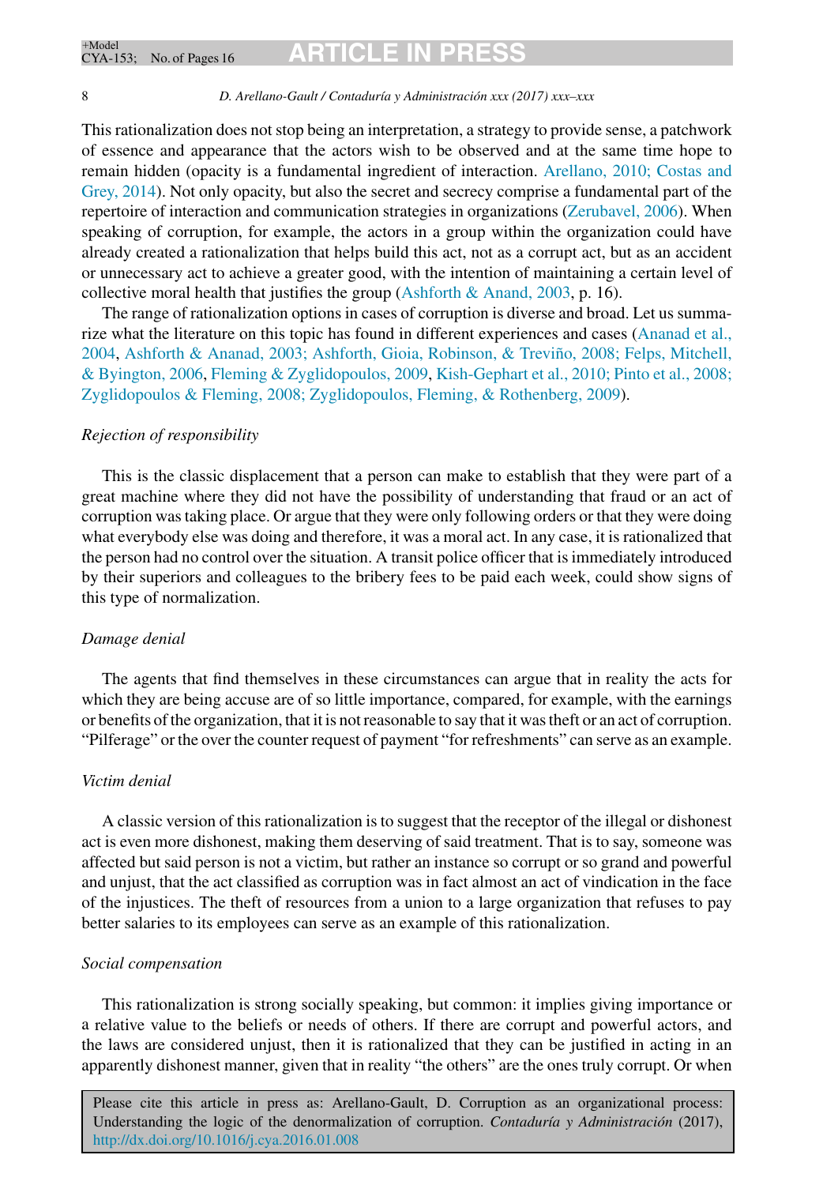This rationalization does not stop being an interpretation, a strategy to provide sense, a patchwork of essence and appearance that the actors wish to be observed and at the same time hope to remain hidden (opacity is a fundamental ingredient of interaction. Arellano, 2010; Costas and Grey, 2014). Not only opacity, but also the secret and secrecy comprise a fundamental part of the repertoire of interaction and communication strategies in organizations (Zerubavel, 2006). When speaking of corruption, for example, the actors in a group within the organization could have already created a rationalization that helps build this act, not as a corrupt act, but as an accident or unnecessary act to achieve a greater good, with the intention of maintaining a certain level of collective moral health that justifies the group (Ashforth & Anand, 2003, p. 16).

The range of rationalization options in cases of corruption is diverse and broad. Let us summarize what the literature on this topic has found in different experiences and cases (Ananad et al., 2004, Ashforth & Ananad, 2003; Ashforth, Gioia, Robinson, & Treviño, 2008; Felps, Mitchell, & Byington, 2006, Fleming & Zyglidopoulos, 2009, Kish-Gephart et al., 2010; Pinto et al., 2008; Zyglidopoulos & Fleming, 2008; Zyglidopoulos, Fleming, & Rothenberg, 2009).

*Rejection of responsibility*

This is the classic displacement that a person can make to establish that they were part of a great machine where they did not have the possibility of understanding that fraud or an act of corruption was taking place. Or argue that they were only following orders or that they were doing what everybody else was doing and therefore, it was a moral act. In any case, it is rationalized that the person had no control over the situation. A transit police officer that is immediately introduced by their superiors and colleagues to the bribery fees to be paid each week, could show signs of this type of normalization.

*Damage denial*

The agents that find themselves in these circumstances can argue that in reality the acts for which they are being accuse are of so little importance, compared, for example, with the earnings or benefits of the organization, that it is not reasonable to say that it was theft or an act of corruption. "Pilferage" or the over the counter request of payment "for refreshments" can serve as an example.

*Victim denial*

A classic version of this rationalization is to suggest that the receptor of the illegal or dishonest act is even more dishonest, making them deserving of said treatment. That is to say, someone was affected but said person is not a victim, but rather an instance so corrupt or so grand and powerful and unjust, that the act classified as corruption was in fact almost an act of vindication in the face of the injustices. The theft of resources from a union to a large organization that refuses to pay better salaries to its employees can serve as an example of this rationalization.

*Social compensation*

This rationalization is strong socially speaking, but common: it implies giving importance or a relative value to the beliefs or needs of others. If there are corrupt and powerful actors, and the laws are considered unjust, then it is rationalized that they can be justified in acting in an apparently dishonest manner, given that in reality "the others" are the ones truly corrupt. Or when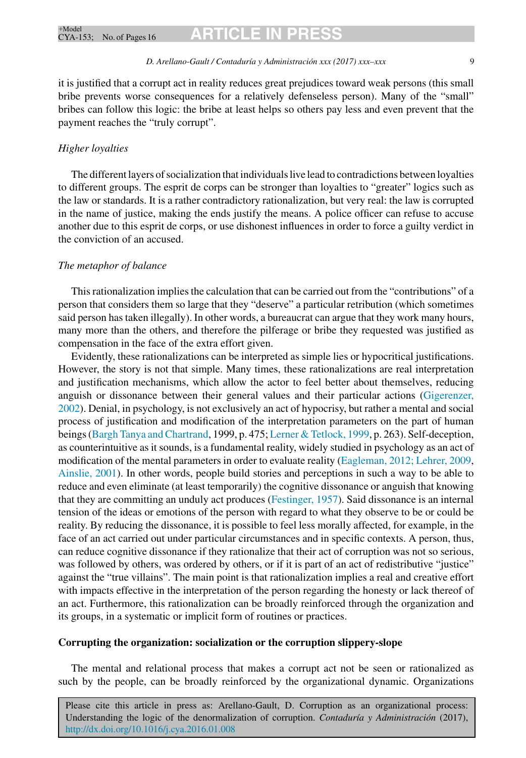it is justified that a corrupt act in reality reduces great prejudices toward weak persons (this small bribe prevents worse consequences for a relatively defenseless person). Many of the "small" bribes can follow this logic: the bribe at least helps so others pay less and even prevent that the payment reaches the "truly corrupt".

*Higher loyalties*

The different layers of socialization that individuals live lead to contradictions between loyalties to different groups. The esprit de corps can be stronger than loyalties to "greater" logics such as the law or standards. It is a rather contradictory rationalization, but very real: the law is corrupted in the name of justice, making the ends justify the means. A police officer can refuse to accuse another due to this esprit de corps, or use dishonest influences in order to force a guilty verdict in the conviction of an accused.

*The metaphor of balance*

This rationalization implies the calculation that can be carried out from the "contributions" of a person that considers them so large that they "deserve" a particular retribution (which sometimes said person has taken illegally). In other words, a bureaucrat can argue that they work many hours, many more than the others, and therefore the pilferage or bribe they requested was justified as compensation in the face of the extra effort given.

Evidently, these rationalizations can be interpreted as simple lies or hypocritical justifications. However, the story is not that simple. Many times, these rationalizations are real interpretation and justification mechanisms, which allow the actor to feel better about themselves, reducing anguish or dissonance between their general values and their particular actions (Gigerenzer, 2002). Denial, in psychology, is not exclusively an act of hypocrisy, but rather a mental and social process of justification and modification of the interpretation parameters on the part of human beings (Bargh Tanya and Chartrand, 1999, p. 475; Lerner & Tetlock, 1999, p. 263). Self-deception, as counterintuitive as it sounds, is a fundamental reality, widely studied in psychology as an act of modification of the mental parameters in order to evaluate reality (Eagleman, 2012; Lehrer, 2009, Ainslie, 2001). In other words, people build stories and perceptions in such a way to be able to reduce and even eliminate (at least temporarily) the cognitive dissonance or anguish that knowing that they are committing an unduly act produces (Festinger, 1957). Said dissonance is an internal tension of the ideas or emotions of the person with regard to what they observe to be or could be reality. By reducing the dissonance, it is possible to feel less morally affected, for example, in the face of an act carried out under particular circumstances and in specific contexts. A person, thus, can reduce cognitive dissonance if they rationalize that their act of corruption was not so serious, was followed by others, was ordered by others, or if it is part of an act of redistributive "justice" against the "true villains". The main point is that rationalization implies a real and creative effort with impacts effective in the interpretation of the person regarding the honesty or lack thereof of an act. Furthermore, this rationalization can be broadly reinforced through the organization and its groups, in a systematic or implicit form of routines or practices.

## Corrupting the organization: socialization or the corruption slippery-slope

The mental and relational process that makes a corrupt act not be seen or rationalized as such by the people, can be broadly reinforced by the organizational dynamic. Organizations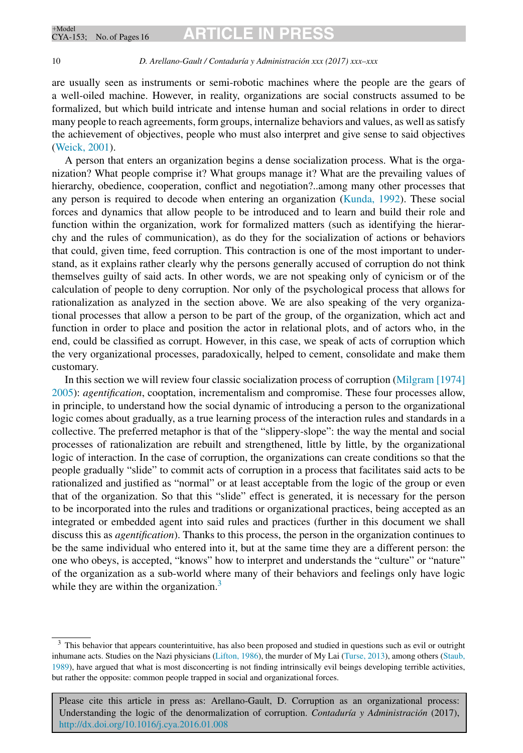are usually seen as instruments or semi-robotic machines where the people are the gears of a well-oiled machine. However, in reality, organizations are social constructs assumed to be formalized, but which build intricate and intense human and social relations in order to direct many people to reach agreements, form groups, internalize behaviors and values, as well as satisfy the achievement of objectives, people who must also interpret and give sense to said objectives (Weick, 2001).

A person that enters an organization begins a dense socialization process. What is the organization? What people comprise it? What groups manage it? What are the prevailing values of hierarchy, obedience, cooperation, conflict and negotiation?..among many other processes that any person is required to decode when entering an organization (Kunda, 1992). These social forces and dynamics that allow people to be introduced and to learn and build their role and function within the organization, work for formalized matters (such as identifying the hierarchy and the rules of communication), as do they for the socialization of actions or behaviors that could, given time, feed corruption. This contraction is one of the most important to understand, as it explains rather clearly why the persons generally accused of corruption do not think themselves guilty of said acts. In other words, we are not speaking only of cynicism or of the calculation of people to deny corruption. Nor only of the psychological process that allows for rationalization as analyzed in the section above. We are also speaking of the very organizational processes that allow a person to be part of the group, of the organization, which act and function in order to place and position the actor in relational plots, and of actors who, in the end, could be classified as corrupt. However, in this case, we speak of acts of corruption which the very organizational processes, paradoxically, helped to cement, consolidate and make them customary.

In this section we will review four classic socialization process of corruption (Milgram [1974] 2005): *agentification*, cooptation, incrementalism and compromise. These four processes allow, in principle, to understand how the social dynamic of introducing a person to the organizational logic comes about gradually, as a true learning process of the interaction rules and standards in a collective. The preferred metaphor is that of the "slippery-slope": the way the mental and social processes of rationalization are rebuilt and strengthened, little by little, by the organizational logic of interaction. In the case of corruption, the organizations can create conditions so that the people gradually "slide" to commit acts of corruption in a process that facilitates said acts to be rationalized and justified as "normal" or at least acceptable from the logic of the group or even that of the organization. So that this "slide" effect is generated, it is necessary for the person to be incorporated into the rules and traditions or organizational practices, being accepted as an integrated or embedded agent into said rules and practices (further in this document we shall discuss this as *agentification*). Thanks to this process, the person in the organization continues to be the same individual who entered into it, but at the same time they are a different person: the one who obeys, is accepted, "knows" how to interpret and understands the "culture" or "nature" of the organization as a sub-world where many of their behaviors and feelings only have logic while they are within the organization.[3]

[3] This behavior that appears counterintuitive, has also been proposed and studied in questions such as evil or outright inhumane acts. Studies on the Nazi physicians (Lifton, 1986), the murder of My Lai (Turse, 2013), among others (Staub, 1989), have argued that what is most disconcerting is not finding intrinsically evil beings developing terrible activities, but rather the opposite: common people trapped in social and organizational forces.

Please cite this article in press as: Arellano-Gault, D. Corruption as an organizational process: Understanding the logic of the denormalization of corruption. *Contaduría y Administración* (2017), http://dx.doi.org/10.1016/j.cya.2016.01.008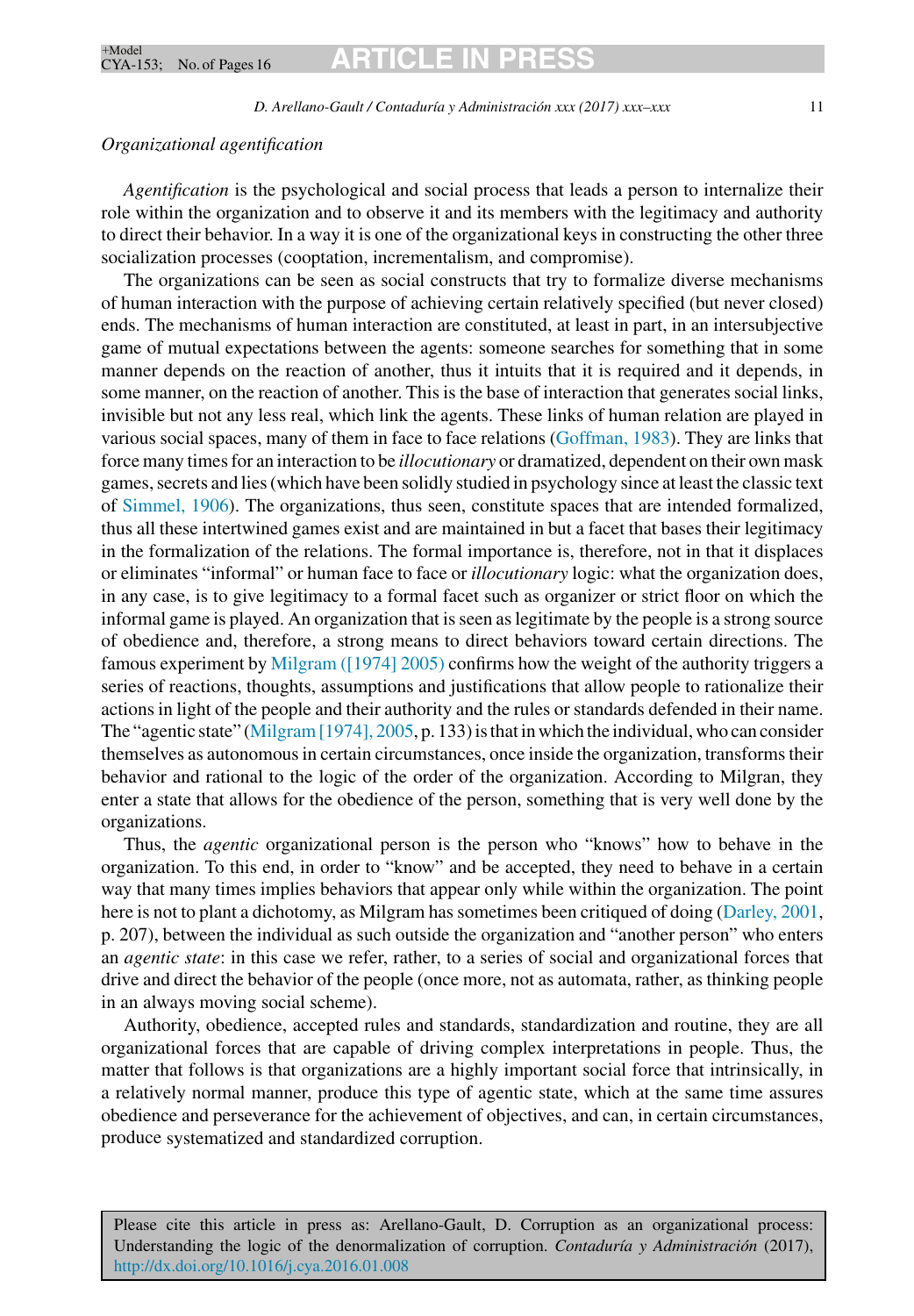*Organizational agentification*

*Agentification* is the psychological and social process that leads a person to internalize their role within the organization and to observe it and its members with the legitimacy and authority to direct their behavior. In a way it is one of the organizational keys in constructing the other three socialization processes (cooptation, incrementalism, and compromise).

The organizations can be seen as social constructs that try to formalize diverse mechanisms of human interaction with the purpose of achieving certain relatively specified (but never closed) ends. The mechanisms of human interaction are constituted, at least in part, in an intersubjective game of mutual expectations between the agents: someone searches for something that in some manner depends on the reaction of another, thus it intuits that it is required and it depends, in some manner, on the reaction of another. This is the base of interaction that generates social links, invisible but not any less real, which link the agents. These links of human relation are played in various social spaces, many of them in face to face relations (Goffman, 1983). They are links that force many times for an interaction to be *illocutionary* or dramatized, dependent on their own mask games, secrets and lies (which have been solidly studied in psychology since at least the classic text of Simmel, 1906). The organizations, thus seen, constitute spaces that are intended formalized, thus all these intertwined games exist and are maintained in but a facet that bases their legitimacy in the formalization of the relations. The formal importance is, therefore, not in that it displaces or eliminates "informal" or human face to face or *illocutionary* logic: what the organization does, in any case, is to give legitimacy to a formal facet such as organizer or strict floor on which the informal game is played. An organization that is seen as legitimate by the people is a strong source of obedience and, therefore, a strong means to direct behaviors toward certain directions. The famous experiment by Milgram ([1974] 2005) confirms how the weight of the authority triggers a series of reactions, thoughts, assumptions and justifications that allow people to rationalize their actions in light of the people and their authority and the rules or standards defended in their name. The "agentic state" (Milgram [1974], 2005, p. 133) is that in which the individual, who can consider themselves as autonomous in certain circumstances, once inside the organization, transforms their behavior and rational to the logic of the order of the organization. According to Milgran, they enter a state that allows for the obedience of the person, something that is very well done by the organizations.

Thus, the *agentic* organizational person is the person who "knows" how to behave in the organization. To this end, in order to "know" and be accepted, they need to behave in a certain way that many times implies behaviors that appear only while within the organization. The point here is not to plant a dichotomy, as Milgram has sometimes been critiqued of doing (Darley, 2001, p. 207), between the individual as such outside the organization and "another person" who enters an *agentic state*: in this case we refer, rather, to a series of social and organizational forces that drive and direct the behavior of the people (once more, not as automata, rather, as thinking people in an always moving social scheme).

Authority, obedience, accepted rules and standards, standardization and routine, they are all organizational forces that are capable of driving complex interpretations in people. Thus, the matter that follows is that organizations are a highly important social force that intrinsically, in a relatively normal manner, produce this type of agentic state, which at the same time assures obedience and perseverance for the achievement of objectives, and can, in certain circumstances, produce systematized and standardized corruption.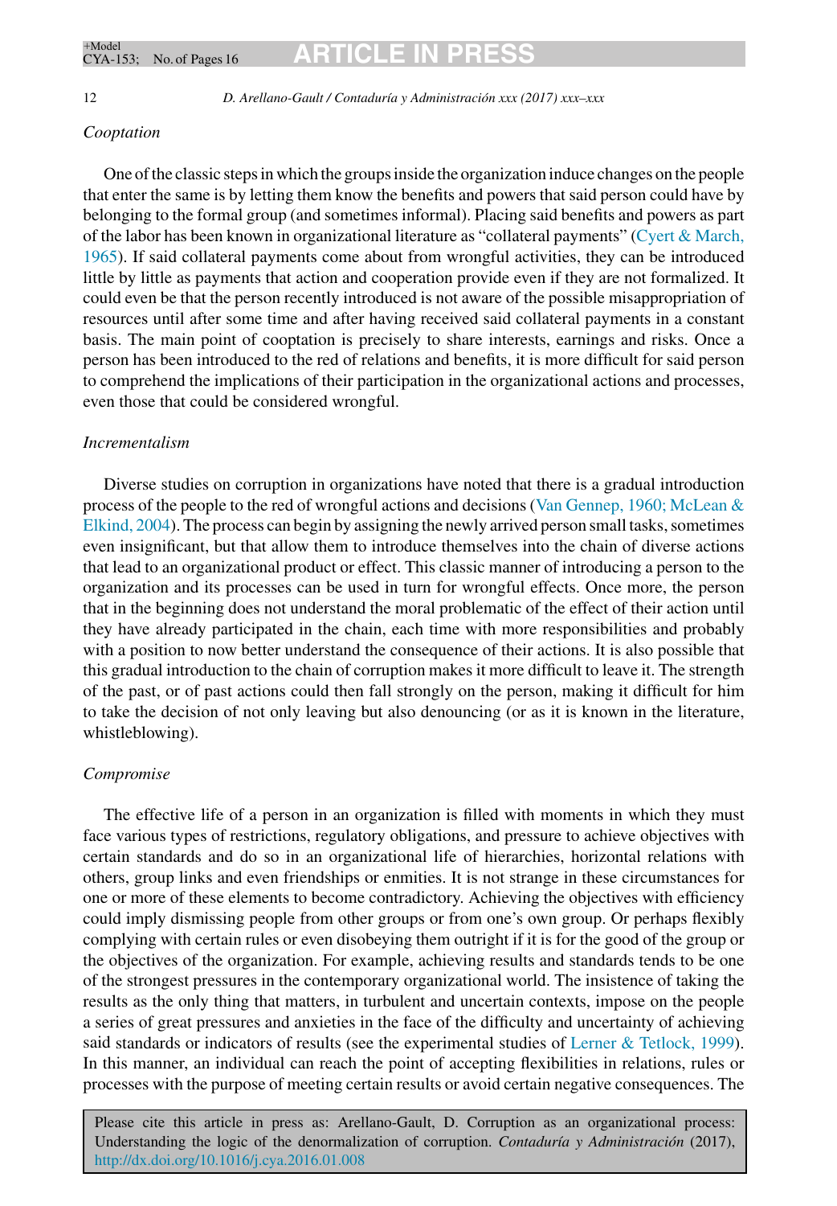*Cooptation*

One of the classic steps in which the groups inside the organization induce changes on the people that enter the same is by letting them know the benefits and powers that said person could have by belonging to the formal group (and sometimes informal). Placing said benefits and powers as part of the labor has been known in organizational literature as “collateral payments” (Cyert & March, 1965). If said collateral payments come about from wrongful activities, they can be introduced little by little as payments that action and cooperation provide even if they are not formalized. It could even be that the person recently introduced is not aware of the possible misappropriation of resources until after some time and after having received said collateral payments in a constant basis. The main point of cooptation is precisely to share interests, earnings and risks. Once a person has been introduced to the red of relations and benefits, it is more difficult for said person to comprehend the implications of their participation in the organizational actions and processes, even those that could be considered wrongful.

*Incrementalism*

Diverse studies on corruption in organizations have noted that there is a gradual introduction process of the people to the red of wrongful actions and decisions (Van Gennep, 1960; McLean & Elkind, 2004). The process can begin by assigning the newly arrived person small tasks, sometimes even insignificant, but that allow them to introduce themselves into the chain of diverse actions that lead to an organizational product or effect. This classic manner of introducing a person to the organization and its processes can be used in turn for wrongful effects. Once more, the person that in the beginning does not understand the moral problematic of the effect of their action until they have already participated in the chain, each time with more responsibilities and probably with a position to now better understand the consequence of their actions. It is also possible that this gradual introduction to the chain of corruption makes it more difficult to leave it. The strength of the past, or of past actions could then fall strongly on the person, making it difficult for him to take the decision of not only leaving but also denouncing (or as it is known in the literature, whistleblowing).

*Compromise*

The effective life of a person in an organization is filled with moments in which they must face various types of restrictions, regulatory obligations, and pressure to achieve objectives with certain standards and do so in an organizational life of hierarchies, horizontal relations with others, group links and even friendships or enmities. It is not strange in these circumstances for one or more of these elements to become contradictory. Achieving the objectives with efficiency could imply dismissing people from other groups or from one’s own group. Or perhaps flexibly complying with certain rules or even disobeying them outright if it is for the good of the group or the objectives of the organization. For example, achieving results and standards tends to be one of the strongest pressures in the contemporary organizational world. The insistence of taking the results as the only thing that matters, in turbulent and uncertain contexts, impose on the people a series of great pressures and anxieties in the face of the difficulty and uncertainty of achieving said standards or indicators of results (see the experimental studies of Lerner & Tetlock, 1999). In this manner, an individual can reach the point of accepting flexibilities in relations, rules or processes with the purpose of meeting certain results or avoid certain negative consequences. The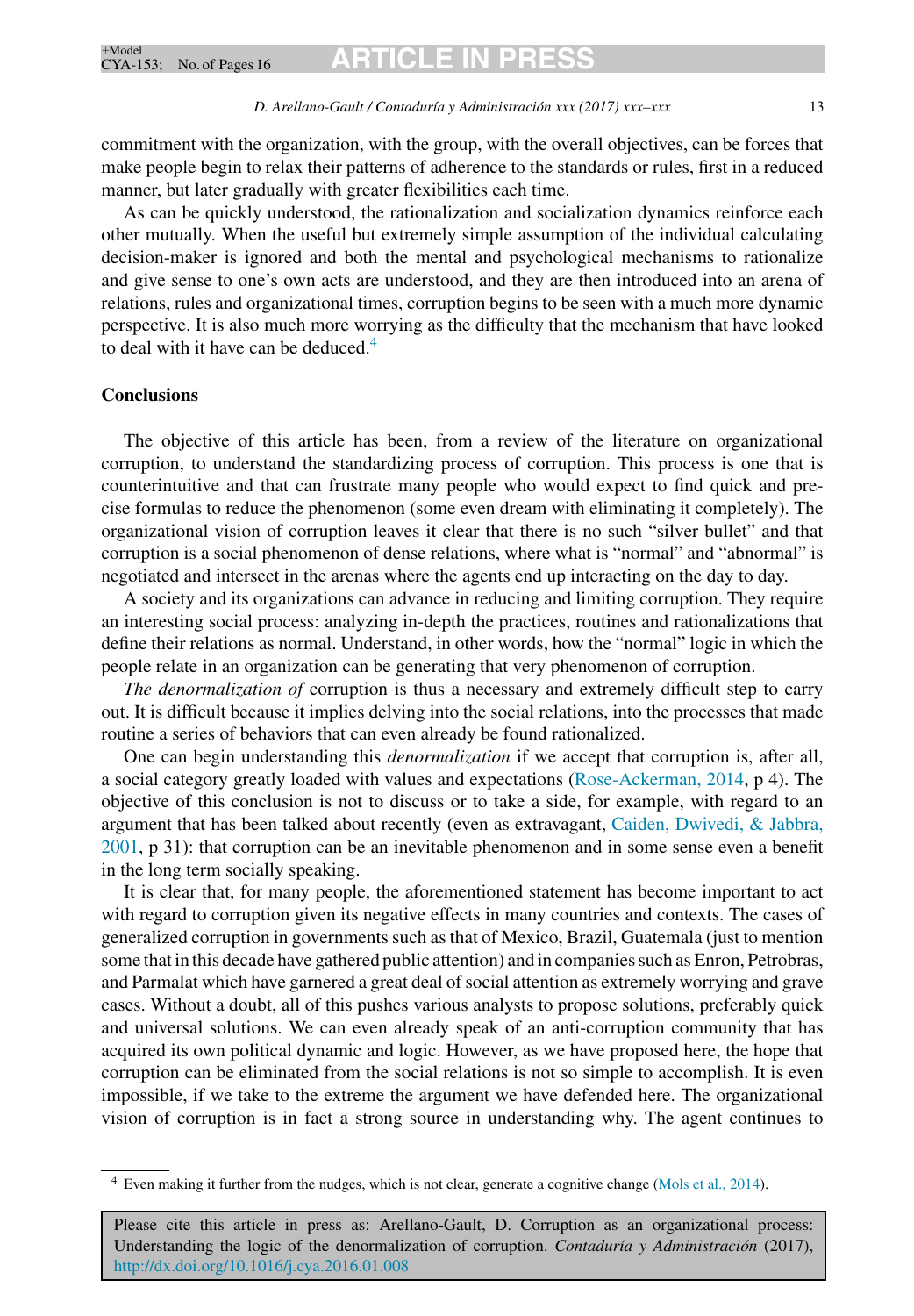commitment with the organization, with the group, with the overall objectives, can be forces that make people begin to relax their patterns of adherence to the standards or rules, first in a reduced manner, but later gradually with greater flexibilities each time.

As can be quickly understood, the rationalization and socialization dynamics reinforce each other mutually. When the useful but extremely simple assumption of the individual calculating decision-maker is ignored and both the mental and psychological mechanisms to rationalize and give sense to one's own acts are understood, and they are then introduced into an arena of relations, rules and organizational times, corruption begins to be seen with a much more dynamic perspective. It is also much more worrying as the difficulty that the mechanism that have looked to deal with it have can be deduced.[4]

## Conclusions

The objective of this article has been, from a review of the literature on organizational corruption, to understand the standardizing process of corruption. This process is one that is counterintuitive and that can frustrate many people who would expect to find quick and precise formulas to reduce the phenomenon (some even dream with eliminating it completely). The organizational vision of corruption leaves it clear that there is no such "silver bullet" and that corruption is a social phenomenon of dense relations, where what is "normal" and "abnormal" is negotiated and intersect in the arenas where the agents end up interacting on the day to day.

A society and its organizations can advance in reducing and limiting corruption. They require an interesting social process: analyzing in-depth the practices, routines and rationalizations that define their relations as normal. Understand, in other words, how the "normal" logic in which the people relate in an organization can be generating that very phenomenon of corruption.

*The denormalization of* corruption is thus a necessary and extremely difficult step to carry out. It is difficult because it implies delving into the social relations, into the processes that made routine a series of behaviors that can even already be found rationalized.

One can begin understanding this *denormalization* if we accept that corruption is, after all, a social category greatly loaded with values and expectations (Rose-Ackerman, 2014, p 4). The objective of this conclusion is not to discuss or to take a side, for example, with regard to an argument that has been talked about recently (even as extravagant, Caiden, Dwivedi, & Jabbra, 2001, p 31): that corruption can be an inevitable phenomenon and in some sense even a benefit in the long term socially speaking.

It is clear that, for many people, the aforementioned statement has become important to act with regard to corruption given its negative effects in many countries and contexts. The cases of generalized corruption in governments such as that of Mexico, Brazil, Guatemala (just to mention some that in this decade have gathered public attention) and in companies such as Enron, Petrobras, and Parmalat which have garnered a great deal of social attention as extremely worrying and grave cases. Without a doubt, all of this pushes various analysts to propose solutions, preferably quick and universal solutions. We can even already speak of an anti-corruption community that has acquired its own political dynamic and logic. However, as we have proposed here, the hope that corruption can be eliminated from the social relations is not so simple to accomplish. It is even impossible, if we take to the extreme the argument we have defended here. The organizational vision of corruption is in fact a strong source in understanding why. The agent continues to

[4] Even making it further from the nudges, which is not clear, generate a cognitive change (Mols et al., 2014).

Please cite this article in press as: Arellano-Gault, D. Corruption as an organizational process: Understanding the logic of the denormalization of corruption. *Contaduría y Administración* (2017), http://dx.doi.org/10.1016/j.cya.2016.01.008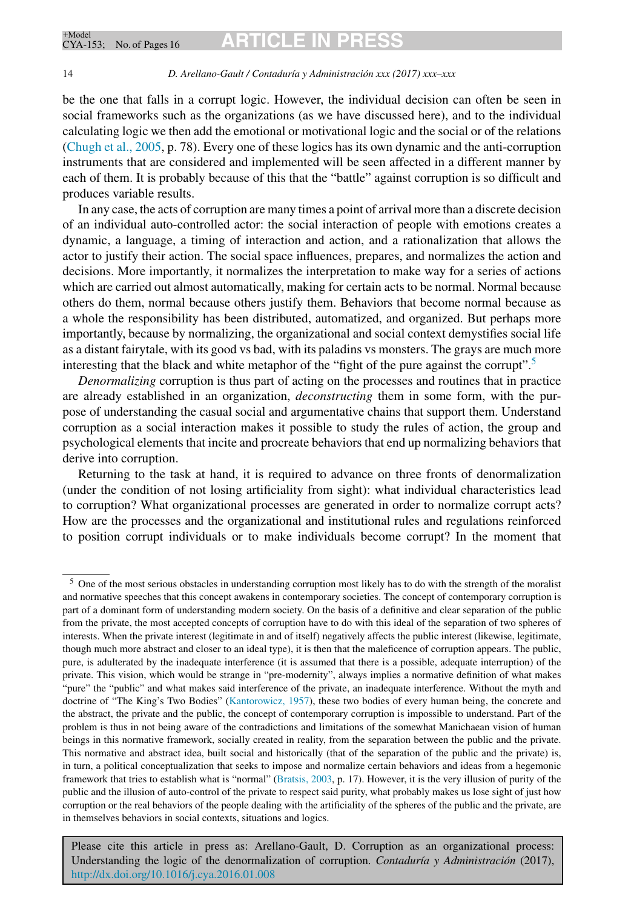be the one that falls in a corrupt logic. However, the individual decision can often be seen in social frameworks such as the organizations (as we have discussed here), and to the individual calculating logic we then add the emotional or motivational logic and the social or of the relations (Chugh et al., 2005, p. 78). Every one of these logics has its own dynamic and the anti-corruption instruments that are considered and implemented will be seen affected in a different manner by each of them. It is probably because of this that the "battle" against corruption is so difficult and produces variable results.

In any case, the acts of corruption are many times a point of arrival more than a discrete decision of an individual auto-controlled actor: the social interaction of people with emotions creates a dynamic, a language, a timing of interaction and action, and a rationalization that allows the actor to justify their action. The social space influences, prepares, and normalizes the action and decisions. More importantly, it normalizes the interpretation to make way for a series of actions which are carried out almost automatically, making for certain acts to be normal. Normal because others do them, normal because others justify them. Behaviors that become normal because as a whole the responsibility has been distributed, automatized, and organized. But perhaps more importantly, because by normalizing, the organizational and social context demystifies social life as a distant fairytale, with its good vs bad, with its paladins vs monsters. The grays are much more interesting that the black and white metaphor of the "fight of the pure against the corrupt".[5]

*Denormalizing* corruption is thus part of acting on the processes and routines that in practice are already established in an organization, *deconstructing* them in some form, with the purpose of understanding the casual social and argumentative chains that support them. Understand corruption as a social interaction makes it possible to study the rules of action, the group and psychological elements that incite and procreate behaviors that end up normalizing behaviors that derive into corruption.

Returning to the task at hand, it is required to advance on three fronts of denormalization (under the condition of not losing artificiality from sight): what individual characteristics lead to corruption? What organizational processes are generated in order to normalize corrupt acts? How are the processes and the organizational and institutional rules and regulations reinforced to position corrupt individuals or to make individuals become corrupt? In the moment that

[5] One of the most serious obstacles in understanding corruption most likely has to do with the strength of the moralist and normative speeches that this concept awakens in contemporary societies. The concept of contemporary corruption is part of a dominant form of understanding modern society. On the basis of a definitive and clear separation of the public from the private, the most accepted concepts of corruption have to do with this ideal of the separation of two spheres of interests. When the private interest (legitimate in and of itself) negatively affects the public interest (likewise, legitimate, though much more abstract and closer to an ideal type), it is then that the maleficence of corruption appears. The public, pure, is adulterated by the inadequate interference (it is assumed that there is a possible, adequate interruption) of the private. This vision, which would be strange in "pre-modernity", always implies a normative definition of what makes "pure" the "public" and what makes said interference of the private, an inadequate interference. Without the myth and doctrine of "The King's Two Bodies" (Kantorowicz, 1957), these two bodies of every human being, the concrete and the abstract, the private and the public, the concept of contemporary corruption is impossible to understand. Part of the problem is thus in not being aware of the contradictions and limitations of the somewhat Manichaean vision of human beings in this normative framework, socially created in reality, from the separation between the public and the private. This normative and abstract idea, built social and historically (that of the separation of the public and the private) is, in turn, a political conceptualization that seeks to impose and normalize certain behaviors and ideas from a hegemonic framework that tries to establish what is "normal" (Bratsis, 2003, p. 17). However, it is the very illusion of purity of the public and the illusion of auto-control of the private to respect said purity, what probably makes us lose sight of just how corruption or the real behaviors of the people dealing with the artificiality of the spheres of the public and the private, are in themselves behaviors in social contexts, situations and logics.

Please cite this article in press as: Arellano-Gault, D. Corruption as an organizational process: Understanding the logic of the denormalization of corruption. *Contaduría y Administración* (2017), http://dx.doi.org/10.1016/j.cya.2016.01.008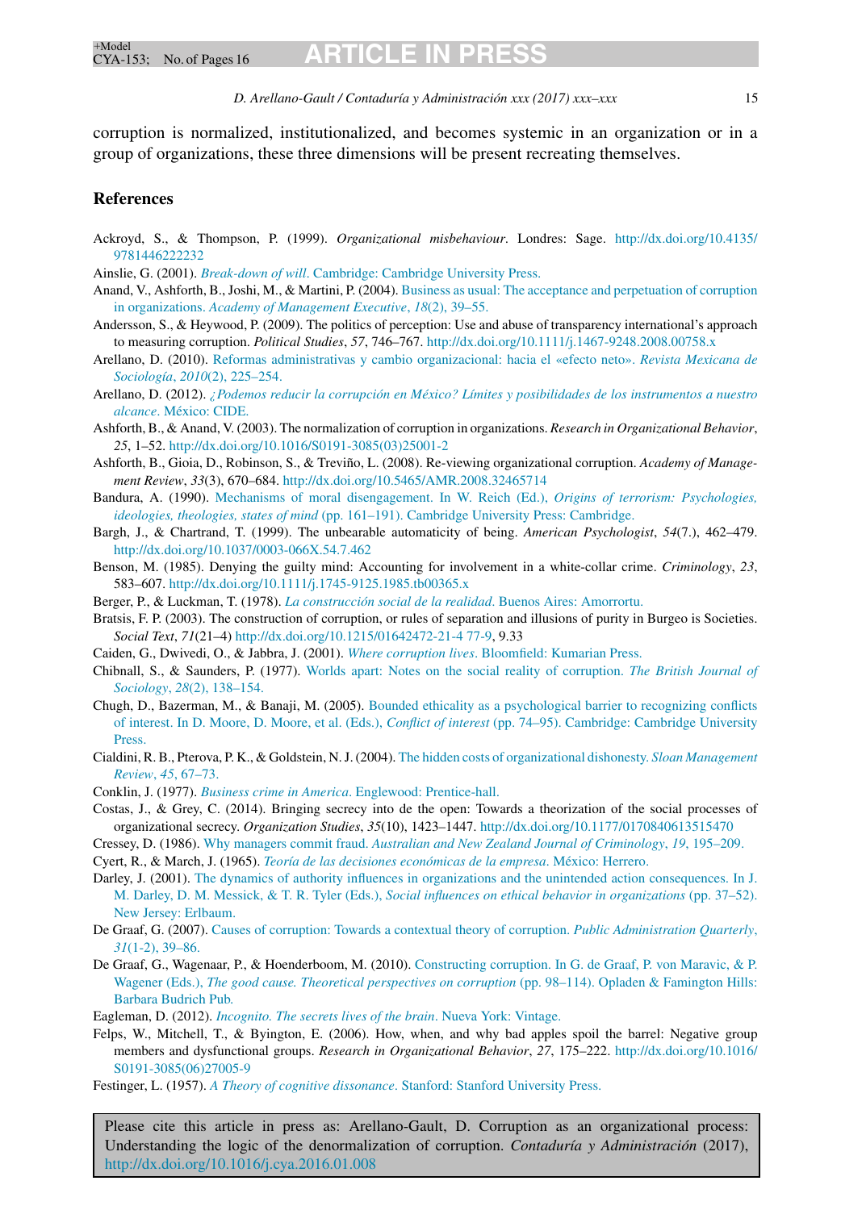corruption is normalized, institutionalized, and becomes systemic in an organization or in a group of organizations, these three dimensions will be present recreating themselves.

## References

Ackroyd, S., & Thompson, P. (1999). *Organizational misbehaviour*. Londres: Sage. http://dx.doi.org/10.4135/9781446222232

Ainslie, G. (2001). *Break-down of will*. Cambridge: Cambridge University Press.

Anand, V., Ashforth, B., Joshi, M., & Martini, P. (2004). Business as usual: The acceptance and perpetuation of corruption in organizations. *Academy of Management Executive*, *18*(2), 39–55.

Andersson, S., & Heywood, P. (2009). The politics of perception: Use and abuse of transparency international's approach to measuring corruption. *Political Studies*, *57*, 746–767. http://dx.doi.org/10.1111/j.1467-9248.2008.00758.x

Arellano, D. (2010). Reformas administrativas y cambio organizacional: hacia el «efecto neto». *Revista Mexicana de Sociología*, *2010*(2), 225–254.

Arellano, D. (2012). *¿Podemos reducir la corrupción en México? Límites y posibilidades de los instrumentos a nuestro alcance*. México: CIDE.

Ashforth, B., & Anand, V. (2003). The normalization of corruption in organizations. *Research in Organizational Behavior*, *25*, 1–52. http://dx.doi.org/10.1016/S0191-3085(03)25001-2

Ashforth, B., Gioia, D., Robinson, S., & Treviño, L. (2008). Re-viewing organizational corruption. *Academy of Management Review*, *33*(3), 670–684. http://dx.doi.org/10.5465/AMR.2008.32465714

Bandura, A. (1990). Mechanisms of moral disengagement. In W. Reich (Ed.), *Origins of terrorism: Psychologies, ideologies, theologies, states of mind* (pp. 161–191). Cambridge University Press: Cambridge.

Bargh, J., & Chartrand, T. (1999). The unbearable automaticity of being. *American Psychologist*, *54*(7.), 462–479. http://dx.doi.org/10.1037/0003-066X.54.7.462

Benson, M. (1985). Denying the guilty mind: Accounting for involvement in a white-collar crime. *Criminology*, *23*, 583–607. http://dx.doi.org/10.1111/j.1745-9125.1985.tb00365.x

Berger, P., & Luckman, T. (1978). *La construcción social de la realidad*. Buenos Aires: Amorrortu.

Bratsis, F. P. (2003). The construction of corruption, or rules of separation and illusions of purity in Burgeo is Societies. *Social Text*, *71*(21–4) http://dx.doi.org/10.1215/01642472-21-4 77-9, 9.33

Caiden, G., Dwivedi, O., & Jabbra, J. (2001). *Where corruption lives*. Bloomfield: Kumarian Press.

Chibnall, S., & Saunders, P. (1977). Worlds apart: Notes on the social reality of corruption. *The British Journal of Sociology*, *28*(2), 138–154.

Chugh, D., Bazerman, M., & Banaji, M. (2005). Bounded ethicality as a psychological barrier to recognizing conflicts of interest. In D. Moore, D. Moore, et al. (Eds.), *Conflict of interest* (pp. 74–95). Cambridge: Cambridge University Press.

Cialdini, R. B., Pterova, P. K., & Goldstein, N. J. (2004). The hidden costs of organizational dishonesty. *Sloan Management Review*, *45*, 67–73.

Conklin, J. (1977). *Business crime in America*. Englewood: Prentice-hall.

Costas, J., & Grey, C. (2014). Bringing secrecy into de the open: Towards a theorization of the social processes of organizational secrecy. *Organization Studies*, *35*(10), 1423–1447. http://dx.doi.org/10.1177/0170840613515470

Cressey, D. (1986). Why managers commit fraud. *Australian and New Zealand Journal of Criminology*, *19*, 195–209.

Cyert, R., & March, J. (1965). *Teoría de las decisiones económicas de la empresa*. México: Herrero.

Darley, J. (2001). The dynamics of authority influences in organizations and the unintended action consequences. In J. M. Darley, D. M. Messick, & T. R. Tyler (Eds.), *Social influences on ethical behavior in organizations* (pp. 37–52). New Jersey: Erlbaum.

De Graaf, G. (2007). Causes of corruption: Towards a contextual theory of corruption. *Public Administration Quarterly*, *31*(1-2), 39–86.

De Graaf, G., Wagenaar, P., & Hoenderboom, M. (2010). Constructing corruption. In G. de Graaf, P. von Maravic, & P. Wagener (Eds.), *The good cause. Theoretical perspectives on corruption* (pp. 98–114). Opladen & Famington Hills: Barbara Budrich Pub.

Eagleman, D. (2012). *Incognito. The secrets lives of the brain*. Nueva York: Vintage.

Felps, W., Mitchell, T., & Byington, E. (2006). How, when, and why bad apples spoil the barrel: Negative group members and dysfunctional groups. *Research in Organizational Behavior*, *27*, 175–222. http://dx.doi.org/10.1016/S0191-3085(06)27005-9

Festinger, L. (1957). *A Theory of cognitive dissonance*. Stanford: Stanford University Press.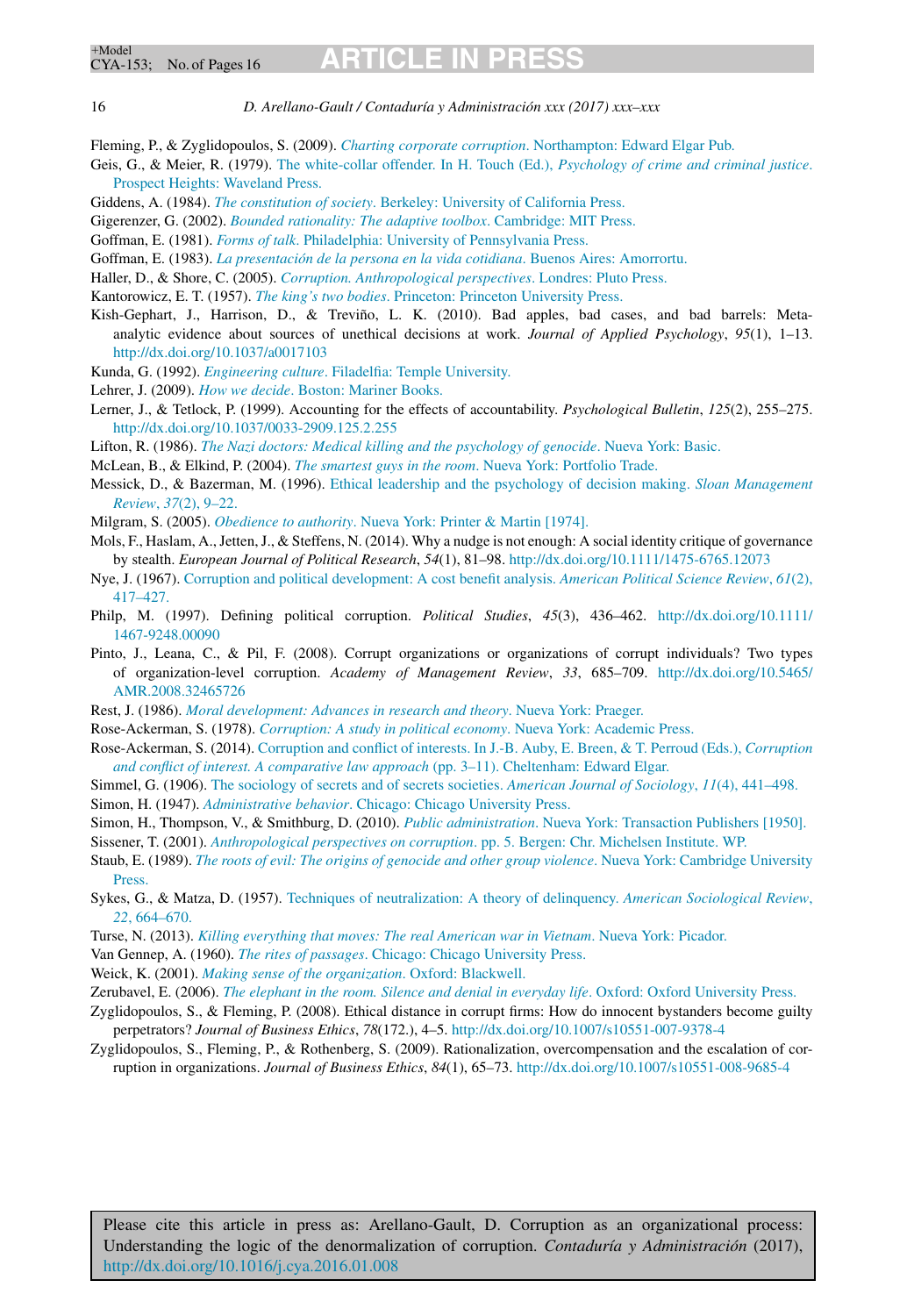Fleming, P., & Zyglidopoulos, S. (2009). *Charting corporate corruption*. Northampton: Edward Elgar Pub.

Geis, G., & Meier, R. (1979). The white-collar offender. In H. Touch (Ed.), *Psychology of crime and criminal justice*. Prospect Heights: Waveland Press.

Giddens, A. (1984). *The constitution of society*. Berkeley: University of California Press.

Gigerenzer, G. (2002). *Bounded rationality: The adaptive toolbox*. Cambridge: MIT Press.

Goffman, E. (1981). *Forms of talk*. Philadelphia: University of Pennsylvania Press.

Goffman, E. (1983). *La presentación de la persona en la vida cotidiana*. Buenos Aires: Amorrortu.

Haller, D., & Shore, C. (2005). *Corruption. Anthropological perspectives*. Londres: Pluto Press.

Kantorowicz, E. T. (1957). *The king's two bodies*. Princeton: Princeton University Press.

Kish-Gephart, J., Harrison, D., & Treviño, L. K. (2010). Bad apples, bad cases, and bad barrels: Meta-analytic evidence about sources of unethical decisions at work. *Journal of Applied Psychology*, *95*(1), 1–13. http://dx.doi.org/10.1037/a0017103

Kunda, G. (1992). *Engineering culture*. Filadelfia: Temple University.

Lehrer, J. (2009). *How we decide*. Boston: Mariner Books.

Lerner, J., & Tetlock, P. (1999). Accounting for the effects of accountability. *Psychological Bulletin*, *125*(2), 255–275. http://dx.doi.org/10.1037/0033-2909.125.2.255

Lifton, R. (1986). *The Nazi doctors: Medical killing and the psychology of genocide*. Nueva York: Basic.

McLean, B., & Elkind, P. (2004). *The smartest guys in the room*. Nueva York: Portfolio Trade.

Messick, D., & Bazerman, M. (1996). Ethical leadership and the psychology of decision making. *Sloan Management Review*, *37*(2), 9–22.

Milgram, S. (2005). *Obedience to authority*. Nueva York: Printer & Martin [1974].

Mols, F., Haslam, A., Jetten, J., & Steffens, N. (2014). Why a nudge is not enough: A social identity critique of governance by stealth. *European Journal of Political Research*, *54*(1), 81–98. http://dx.doi.org/10.1111/1475-6765.12073

Nye, J. (1967). Corruption and political development: A cost benefit analysis. *American Political Science Review*, *61*(2), 417–427.

Philp, M. (1997). Defining political corruption. *Political Studies*, *45*(3), 436–462. http://dx.doi.org/10.1111/1467-9248.00090

Pinto, J., Leana, C., & Pil, F. (2008). Corrupt organizations or organizations of corrupt individuals? Two types of organization-level corruption. *Academy of Management Review*, *33*, 685–709. http://dx.doi.org/10.5465/AMR.2008.32465726

Rest, J. (1986). *Moral development: Advances in research and theory*. Nueva York: Praeger.

Rose-Ackerman, S. (1978). *Corruption: A study in political economy*. Nueva York: Academic Press.

Rose-Ackerman, S. (2014). Corruption and conflict of interests. In J.-B. Auby, E. Breen, & T. Perroud (Eds.), *Corruption and conflict of interest. A comparative law approach* (pp. 3–11). Cheltenham: Edward Elgar.

Simmel, G. (1906). The sociology of secrets and of secrets societies. *American Journal of Sociology*, *11*(4), 441–498.

Simon, H. (1947). *Administrative behavior*. Chicago: Chicago University Press.

Simon, H., Thompson, V., & Smithburg, D. (2010). *Public administration*. Nueva York: Transaction Publishers [1950].

Sissener, T. (2001). *Anthropological perspectives on corruption*. pp. 5. Bergen: Chr. Michelsen Institute. WP.

Staub, E. (1989). *The roots of evil: The origins of genocide and other group violence*. Nueva York: Cambridge University Press.

Sykes, G., & Matza, D. (1957). Techniques of neutralization: A theory of delinquency. *American Sociological Review*, *22*, 664–670.

Turse, N. (2013). *Killing everything that moves: The real American war in Vietnam*. Nueva York: Picador.

Van Gennep, A. (1960). *The rites of passages*. Chicago: Chicago University Press.

Weick, K. (2001). *Making sense of the organization*. Oxford: Blackwell.

Zerubavel, E. (2006). *The elephant in the room. Silence and denial in everyday life*. Oxford: Oxford University Press.

Zyglidopoulos, S., & Fleming, P. (2008). Ethical distance in corrupt firms: How do innocent bystanders become guilty perpetrators? *Journal of Business Ethics*, *78*(172.), 4–5. http://dx.doi.org/10.1007/s10551-007-9378-4

Zyglidopoulos, S., Fleming, P., & Rothenberg, S. (2009). Rationalization, overcompensation and the escalation of corruption in organizations. *Journal of Business Ethics*, *84*(1), 65–73. http://dx.doi.org/10.1007/s10551-008-9685-4

Please cite this article in press as: Arellano-Gault, D. Corruption as an organizational process: Understanding the logic of the denormalization of corruption. *Contaduría y Administración* (2017), http://dx.doi.org/10.1016/j.cya.2016.01.008